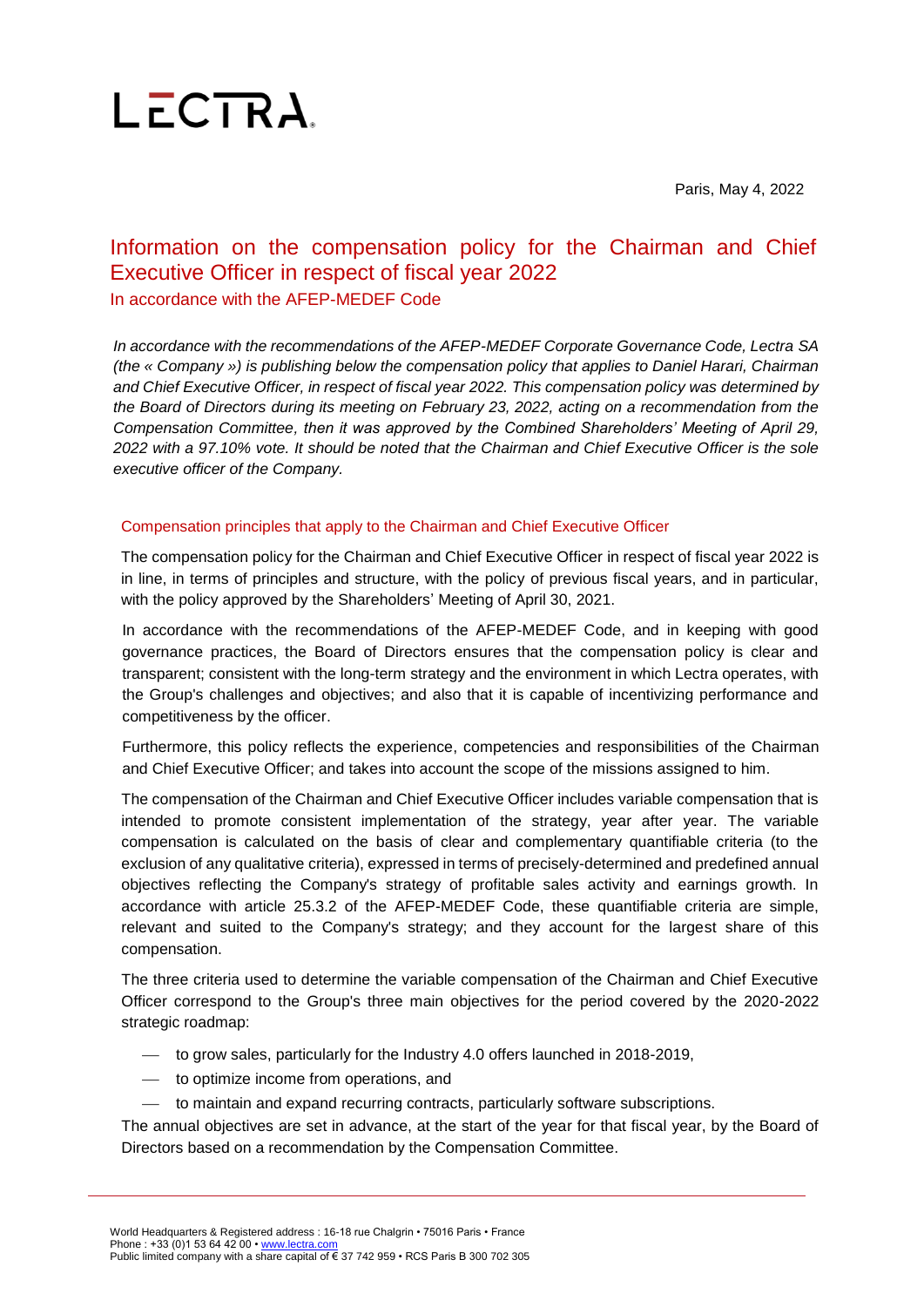LECTRA

Paris, May 4, 2022

# Information on the compensation policy for the Chairman and Chief Executive Officer in respect of fiscal year 2022

## In accordance with the AFEP-MEDEF Code

*In accordance with the recommendations of the AFEP-MEDEF Corporate Governance Code, Lectra SA (the « Company ») is publishing below the compensation policy that applies to Daniel Harari, Chairman and Chief Executive Officer, in respect of fiscal year 2022. This compensation policy was determined by the Board of Directors during its meeting on February 23, 2022, acting on a recommendation from the Compensation Committee, then it was approved by the Combined Shareholders' Meeting of April 29, 2022 with a 97.10% vote. It should be noted that the Chairman and Chief Executive Officer is the sole executive officer of the Company.*

### Compensation principles that apply to the Chairman and Chief Executive Officer

The compensation policy for the Chairman and Chief Executive Officer in respect of fiscal year 2022 is in line, in terms of principles and structure, with the policy of previous fiscal years, and in particular, with the policy approved by the Shareholders' Meeting of April 30, 2021.

In accordance with the recommendations of the AFEP-MEDEF Code, and in keeping with good governance practices, the Board of Directors ensures that the compensation policy is clear and transparent; consistent with the long-term strategy and the environment in which Lectra operates, with the Group's challenges and objectives; and also that it is capable of incentivizing performance and competitiveness by the officer.

Furthermore, this policy reflects the experience, competencies and responsibilities of the Chairman and Chief Executive Officer; and takes into account the scope of the missions assigned to him.

The compensation of the Chairman and Chief Executive Officer includes variable compensation that is intended to promote consistent implementation of the strategy, year after year. The variable compensation is calculated on the basis of clear and complementary quantifiable criteria (to the exclusion of any qualitative criteria), expressed in terms of precisely-determined and predefined annual objectives reflecting the Company's strategy of profitable sales activity and earnings growth. In accordance with article 25.3.2 of the AFEP-MEDEF Code, these quantifiable criteria are simple, relevant and suited to the Company's strategy; and they account for the largest share of this compensation.

The three criteria used to determine the variable compensation of the Chairman and Chief Executive Officer correspond to the Group's three main objectives for the period covered by the 2020-2022 strategic roadmap:

- to grow sales, particularly for the Industry 4.0 offers launched in 2018-2019,
- to optimize income from operations, and
- to maintain and expand recurring contracts, particularly software subscriptions.

The annual objectives are set in advance, at the start of the year for that fiscal year, by the Board of Directors based on a recommendation by the Compensation Committee.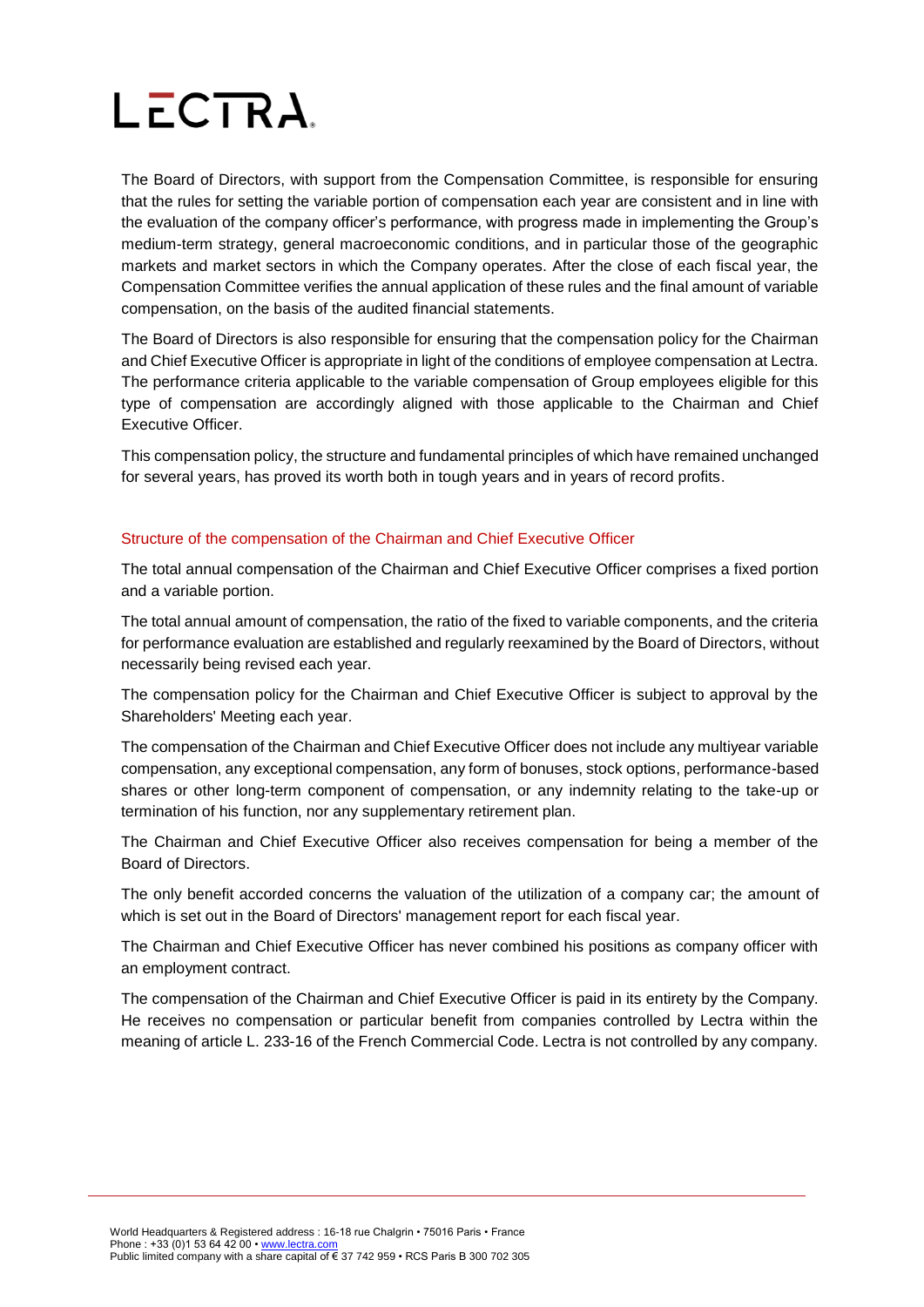The Board of Directors, with support from the Compensation Committee, is responsible for ensuring that the rules for setting the variable portion of compensation each year are consistent and in line with the evaluation of the company officer's performance, with progress made in implementing the Group's medium-term strategy, general macroeconomic conditions, and in particular those of the geographic markets and market sectors in which the Company operates. After the close of each fiscal year, the Compensation Committee verifies the annual application of these rules and the final amount of variable compensation, on the basis of the audited financial statements.

The Board of Directors is also responsible for ensuring that the compensation policy for the Chairman and Chief Executive Officer is appropriate in light of the conditions of employee compensation at Lectra. The performance criteria applicable to the variable compensation of Group employees eligible for this type of compensation are accordingly aligned with those applicable to the Chairman and Chief Executive Officer.

This compensation policy, the structure and fundamental principles of which have remained unchanged for several years, has proved its worth both in tough years and in years of record profits.

## Structure of the compensation of the Chairman and Chief Executive Officer

The total annual compensation of the Chairman and Chief Executive Officer comprises a fixed portion and a variable portion.

The total annual amount of compensation, the ratio of the fixed to variable components, and the criteria for performance evaluation are established and regularly reexamined by the Board of Directors, without necessarily being revised each year.

The compensation policy for the Chairman and Chief Executive Officer is subject to approval by the Shareholders' Meeting each year.

The compensation of the Chairman and Chief Executive Officer does not include any multiyear variable compensation, any exceptional compensation, any form of bonuses, stock options, performance-based shares or other long-term component of compensation, or any indemnity relating to the take-up or termination of his function, nor any supplementary retirement plan.

The Chairman and Chief Executive Officer also receives compensation for being a member of the Board of Directors.

The only benefit accorded concerns the valuation of the utilization of a company car; the amount of which is set out in the Board of Directors' management report for each fiscal year.

The Chairman and Chief Executive Officer has never combined his positions as company officer with an employment contract.

The compensation of the Chairman and Chief Executive Officer is paid in its entirety by the Company. He receives no compensation or particular benefit from companies controlled by Lectra within the meaning of article L. 233-16 of the French Commercial Code. Lectra is not controlled by any company.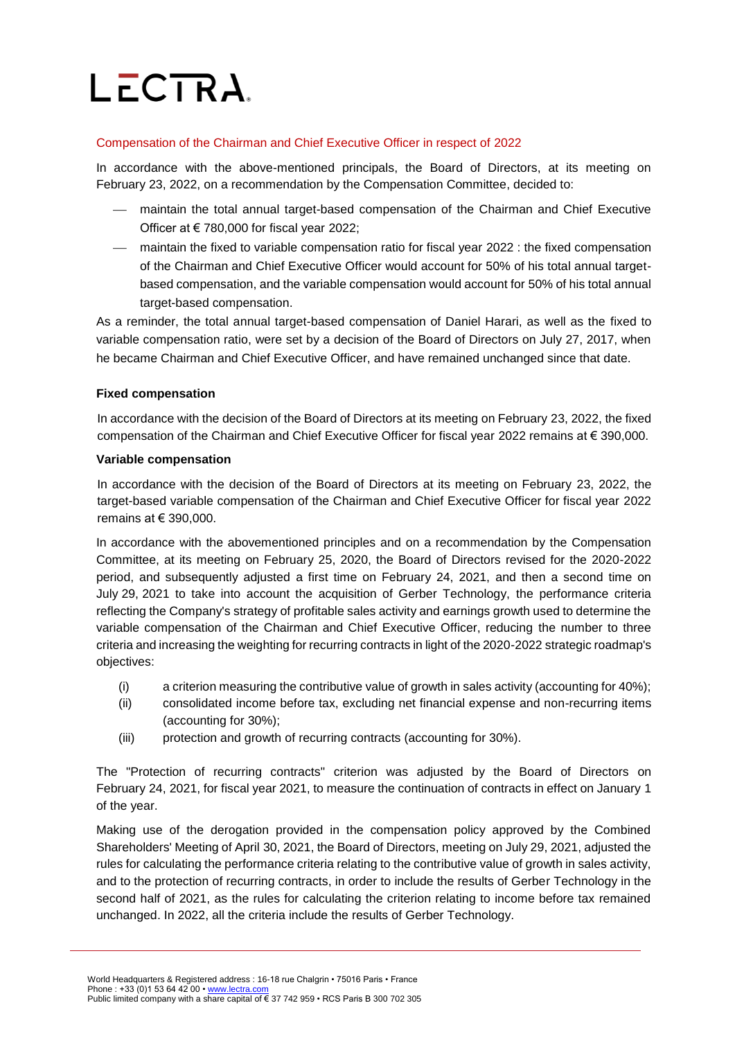## Compensation of the Chairman and Chief Executive Officer in respect of 2022

In accordance with the above-mentioned principals, the Board of Directors, at its meeting on February 23, 2022, on a recommendation by the Compensation Committee, decided to:

- maintain the total annual target-based compensation of the Chairman and Chief Executive Officer at € 780,000 for fiscal year 2022;
- maintain the fixed to variable compensation ratio for fiscal year 2022 : the fixed compensation of the Chairman and Chief Executive Officer would account for 50% of his total annual target-based compensation, and the variable compensation would account for 50% of his total annual target-based compensation.

As a reminder, the total annual target-based compensation of Daniel Harari, as well as the fixed to variable compensation ratio, were set by a decision of the Board of Directors on July 27, 2017, when he became Chairman and Chief Executive Officer, and have remained unchanged since that date.

### Fixed compensation

In accordance with the decision of the Board of Directors at its meeting on February 23, 2022, the fixed compensation of the Chairman and Chief Executive Officer for fiscal year 2022 remains at € 390,000.

### Variable compensation

In accordance with the decision of the Board of Directors at its meeting on February 23, 2022, the target-based variable compensation of the Chairman and Chief Executive Officer for fiscal year 2022 remains at € 390,000.

In accordance with the abovementioned principles and on a recommendation by the Compensation Committee, at its meeting on February 25, 2020, the Board of Directors revised for the 2020-2022 period, and subsequently adjusted a first time on February 24, 2021, and then a second time on July 29, 2021 to take into account the acquisition of Gerber Technology, the performance criteria reflecting the Company's strategy of profitable sales activity and earnings growth used to determine the variable compensation of the Chairman and Chief Executive Officer, reducing the number to three criteria and increasing the weighting for recurring contracts in light of the 2020-2022 strategic roadmap's objectives:

(i) a criterion measuring the contributive value of growth in sales activity (accounting for 40%);

(ii) consolidated income before tax, excluding net financial expense and non-recurring items (accounting for 30%);

(iii) protection and growth of recurring contracts (accounting for 30%).

The "Protection of recurring contracts" criterion was adjusted by the Board of Directors on February 24, 2021, for fiscal year 2021, to measure the continuation of contracts in effect on January 1 of the year.

Making use of the derogation provided in the compensation policy approved by the Combined Shareholders' Meeting of April 30, 2021, the Board of Directors, meeting on July 29, 2021, adjusted the rules for calculating the performance criteria relating to the contributive value of growth in sales activity, and to the protection of recurring contracts, in order to include the results of Gerber Technology in the second half of 2021, as the rules for calculating the criterion relating to income before tax remained unchanged. In 2022, all the criteria include the results of Gerber Technology.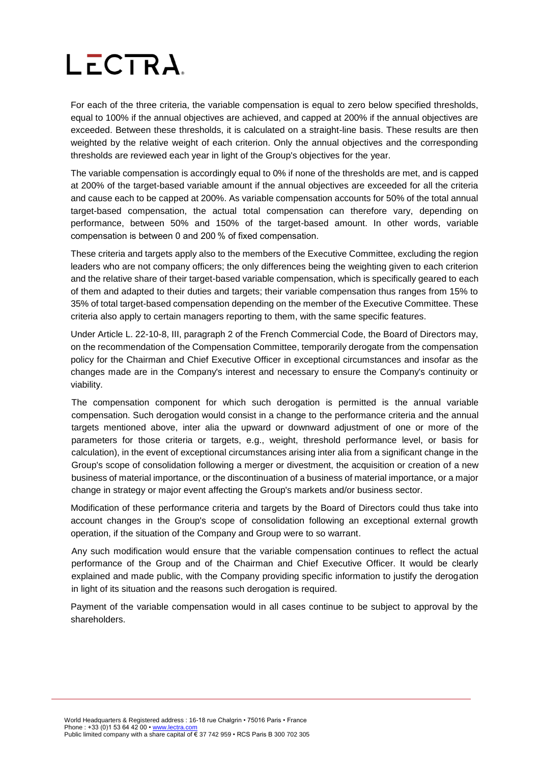For each of the three criteria, the variable compensation is equal to zero below specified thresholds, equal to 100% if the annual objectives are achieved, and capped at 200% if the annual objectives are exceeded. Between these thresholds, it is calculated on a straight-line basis. These results are then weighted by the relative weight of each criterion. Only the annual objectives and the corresponding thresholds are reviewed each year in light of the Group's objectives for the year.

The variable compensation is accordingly equal to 0% if none of the thresholds are met, and is capped at 200% of the target-based variable amount if the annual objectives are exceeded for all the criteria and cause each to be capped at 200%. As variable compensation accounts for 50% of the total annual target-based compensation, the actual total compensation can therefore vary, depending on performance, between 50% and 150% of the target-based amount. In other words, variable compensation is between 0 and 200 % of fixed compensation.

These criteria and targets apply also to the members of the Executive Committee, excluding the region leaders who are not company officers; the only differences being the weighting given to each criterion and the relative share of their target-based variable compensation, which is specifically geared to each of them and adapted to their duties and targets; their variable compensation thus ranges from 15% to 35% of total target-based compensation depending on the member of the Executive Committee. These criteria also apply to certain managers reporting to them, with the same specific features.

Under Article L. 22-10-8, III, paragraph 2 of the French Commercial Code, the Board of Directors may, on the recommendation of the Compensation Committee, temporarily derogate from the compensation policy for the Chairman and Chief Executive Officer in exceptional circumstances and insofar as the changes made are in the Company's interest and necessary to ensure the Company's continuity or viability.

The compensation component for which such derogation is permitted is the annual variable compensation. Such derogation would consist in a change to the performance criteria and the annual targets mentioned above, inter alia the upward or downward adjustment of one or more of the parameters for those criteria or targets, e.g., weight, threshold performance level, or basis for calculation), in the event of exceptional circumstances arising inter alia from a significant change in the Group's scope of consolidation following a merger or divestment, the acquisition or creation of a new business of material importance, or the discontinuation of a business of material importance, or a major change in strategy or major event affecting the Group's markets and/or business sector.

Modification of these performance criteria and targets by the Board of Directors could thus take into account changes in the Group's scope of consolidation following an exceptional external growth operation, if the situation of the Company and Group were to so warrant.

Any such modification would ensure that the variable compensation continues to reflect the actual performance of the Group and of the Chairman and Chief Executive Officer. It would be clearly explained and made public, with the Company providing specific information to justify the derogation in light of its situation and the reasons such derogation is required.

Payment of the variable compensation would in all cases continue to be subject to approval by the shareholders.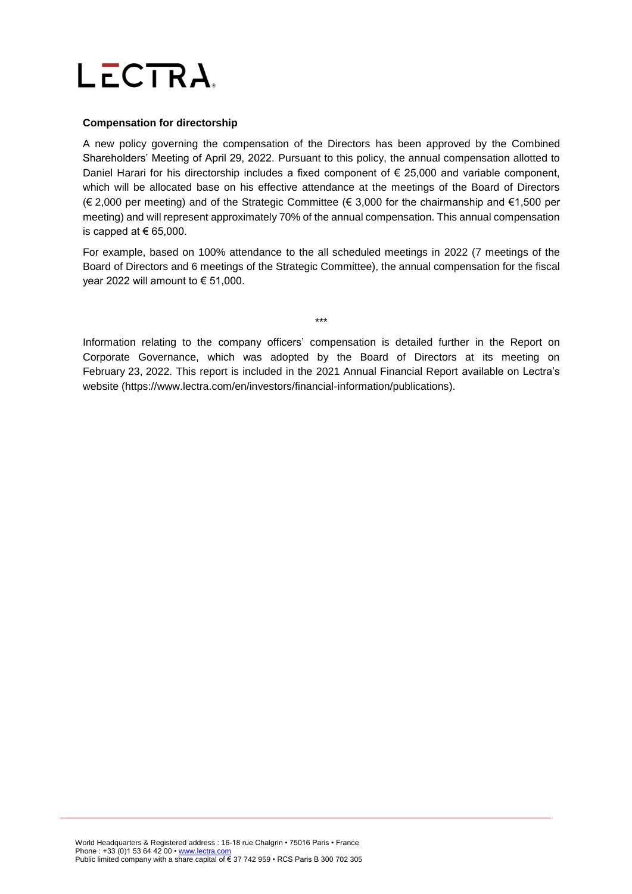**Compensation for directorship**

A new policy governing the compensation of the Directors has been approved by the Combined Shareholders' Meeting of April 29, 2022. Pursuant to this policy, the annual compensation allotted to Daniel Harari for his directorship includes a fixed component of € 25,000 and variable component, which will be allocated base on his effective attendance at the meetings of the Board of Directors (€ 2,000 per meeting) and of the Strategic Committee (€ 3,000 for the chairmanship and €1,500 per meeting) and will represent approximately 70% of the annual compensation. This annual compensation is capped at € 65,000.

For example, based on 100% attendance to the all scheduled meetings in 2022 (7 meetings of the Board of Directors and 6 meetings of the Strategic Committee), the annual compensation for the fiscal year 2022 will amount to € 51,000.

\*\*\*

Information relating to the company officers' compensation is detailed further in the Report on Corporate Governance, which was adopted by the Board of Directors at its meeting on February 23, 2022. This report is included in the 2021 Annual Financial Report available on Lectra's website (https://www.lectra.com/en/investors/financial-information/publications).